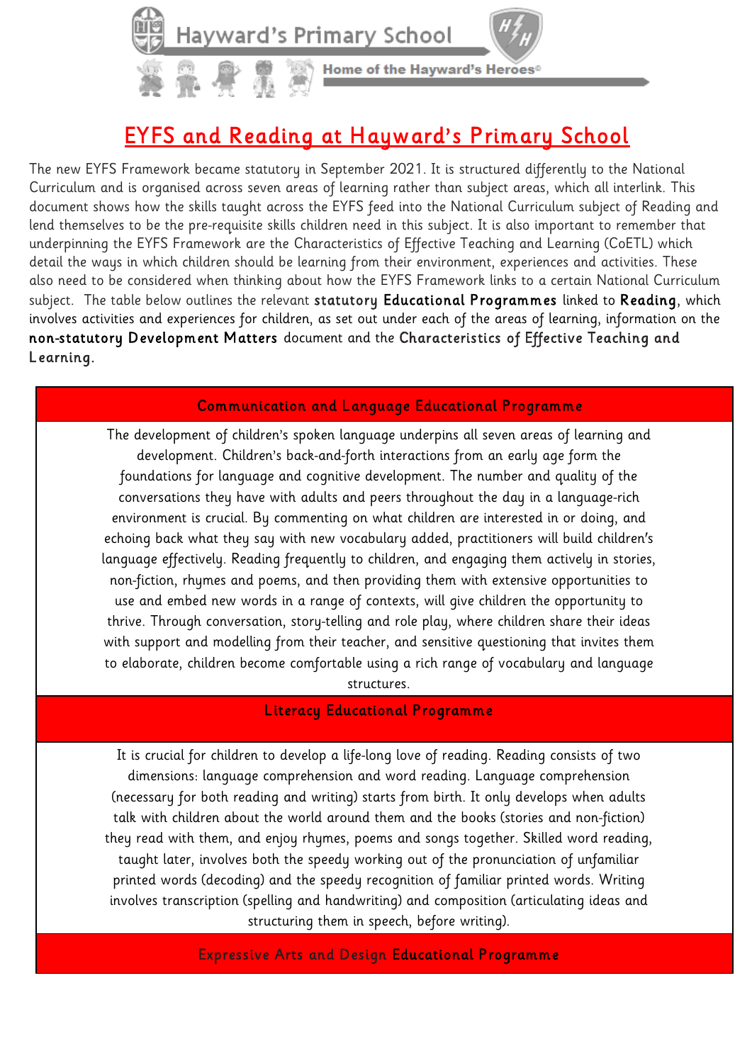Hayward's Primary School

Home of the Hayward's Heroes©

# EYFS and Reading at Hayward's Primary School

The new EYFS Framework became statutory in September 2021. It is structured differently to the National Curriculum and is organised across seven areas of learning rather than subject areas, which all interlink. This document shows how the skills taught across the EYFS feed into the National Curriculum subject of Reading and lend themselves to be the pre-requisite skills children need in this subject. It is also important to remember that underpinning the EYFS Framework are the Characteristics of Effective Teaching and Learning (CoETL) which detail the ways in which children should be learning from their environment, experiences and activities. These also need to be considered when thinking about how the EYFS Framework links to a certain National Curriculum subject. The table below outlines the relevant **statutory Educational Programmes** linked to **Reading**, which involves activities and experiences for children, as set out under each of the areas of learning, information on the **non-statutory Development Matters** document and the **Characteristics of Effective Teaching and Learning.**

| Communication and Language Educational Programme |
| --- |
| The development of children's spoken language underpins all seven areas of learning and development. Children's back-and-forth interactions from an early age form the foundations for language and cognitive development. The number and quality of the conversations they have with adults and peers throughout the day in a language-rich environment is crucial. By commenting on what children are interested in or doing, and echoing back what they say with new vocabulary added, practitioners will build children's language effectively. Reading frequently to children, and engaging them actively in stories, non-fiction, rhymes and poems, and then providing them with extensive opportunities to use and embed new words in a range of contexts, will give children the opportunity to thrive. Through conversation, story-telling and role play, where children share their ideas with support and modelling from their teacher, and sensitive questioning that invites them to elaborate, children become comfortable using a rich range of vocabulary and language structures. |
| **Literacy Educational Programme** |
| It is crucial for children to develop a life-long love of reading. Reading consists of two dimensions: language comprehension and word reading. Language comprehension (necessary for both reading and writing) starts from birth. It only develops when adults talk with children about the world around them and the books (stories and non-fiction) they read with them, and enjoy rhymes, poems and songs together. Skilled word reading, taught later, involves both the speedy working out of the pronunciation of unfamiliar printed words (decoding) and the speedy recognition of familiar printed words. Writing involves transcription (spelling and handwriting) and composition (articulating ideas and structuring them in speech, before writing). |
| **Expressive Arts and Design Educational Programme** |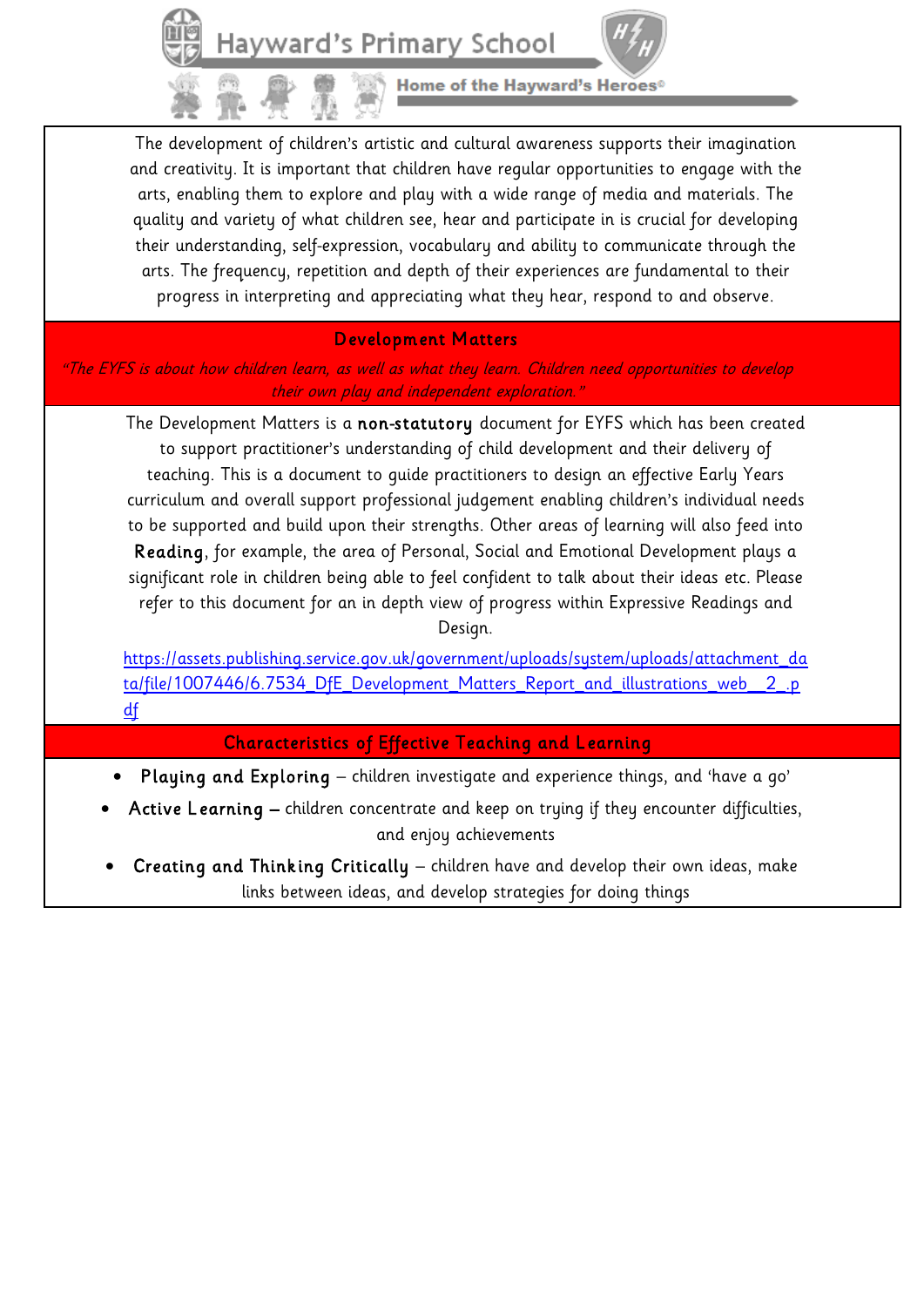The development of children's artistic and cultural awareness supports their imagination and creativity. It is important that children have regular opportunities to engage with the arts, enabling them to explore and play with a wide range of media and materials. The quality and variety of what children see, hear and participate in is crucial for developing their understanding, self-expression, vocabulary and ability to communicate through the arts. The frequency, repetition and depth of their experiences are fundamental to their progress in interpreting and appreciating what they hear, respond to and observe.

## Development Matters

*"The EYFS is about how children learn, as well as what they learn. Children need opportunities to develop their own play and independent exploration."*

The Development Matters is a **non-statutory** document for EYFS which has been created to support practitioner's understanding of child development and their delivery of teaching. This is a document to guide practitioners to design an effective Early Years curriculum and overall support professional judgement enabling children's individual needs to be supported and build upon their strengths. Other areas of learning will also feed into **Reading**, for example, the area of Personal, Social and Emotional Development plays a significant role in children being able to feel confident to talk about their ideas etc. Please refer to this document for an in depth view of progress within Expressive Readings and Design.

https://assets.publishing.service.gov.uk/government/uploads/system/uploads/attachment_data/file/1007446/6.7534_DfE_Development_Matters_Report_and_illustrations_web__2_.pdf

## Characteristics of Effective Teaching and Learning

- **Playing and Exploring** – children investigate and experience things, and 'have a go'
- **Active Learning** – children concentrate and keep on trying if they encounter difficulties, and enjoy achievements
- **Creating and Thinking Critically** – children have and develop their own ideas, make links between ideas, and develop strategies for doing things